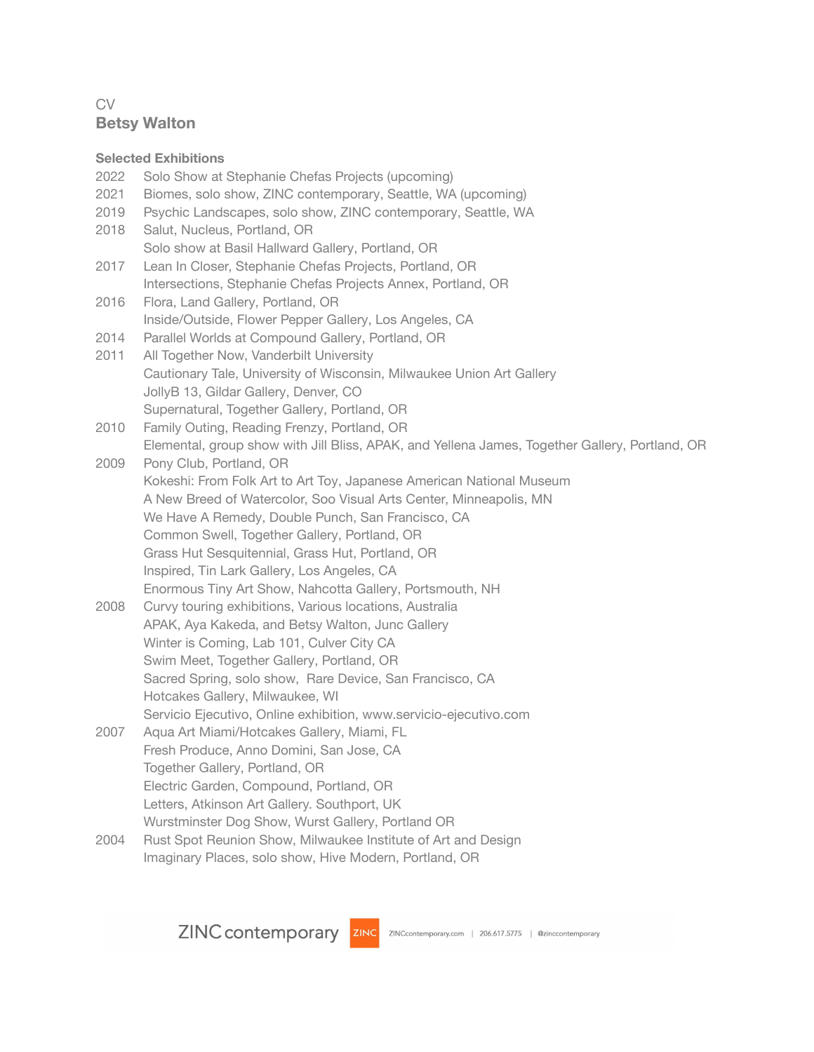CV

# Betsy Walton

## Selected Exhibitions

2022 Solo Show at Stephanie Chefas Projects (upcoming)

2021 Biomes, solo show, ZINC contemporary, Seattle, WA (upcoming)

2019 Psychic Landscapes, solo show, ZINC contemporary, Seattle, WA

2018 Salut, Nucleus, Portland, OR
Solo show at Basil Hallward Gallery, Portland, OR

2017 Lean In Closer, Stephanie Chefas Projects, Portland, OR
Intersections, Stephanie Chefas Projects Annex, Portland, OR

2016 Flora, Land Gallery, Portland, OR
Inside/Outside, Flower Pepper Gallery, Los Angeles, CA

2014 Parallel Worlds at Compound Gallery, Portland, OR

2011 All Together Now, Vanderbilt University
Cautionary Tale, University of Wisconsin, Milwaukee Union Art Gallery
JollyB 13, Gildar Gallery, Denver, CO
Supernatural, Together Gallery, Portland, OR

2010 Family Outing, Reading Frenzy, Portland, OR
Elemental, group show with Jill Bliss, APAK, and Yellena James, Together Gallery, Portland, OR

2009 Pony Club, Portland, OR
Kokeshi: From Folk Art to Art Toy, Japanese American National Museum
A New Breed of Watercolor, Soo Visual Arts Center, Minneapolis, MN
We Have A Remedy, Double Punch, San Francisco, CA
Common Swell, Together Gallery, Portland, OR
Grass Hut Sesquitennial, Grass Hut, Portland, OR
Inspired, Tin Lark Gallery, Los Angeles, CA
Enormous Tiny Art Show, Nahcotta Gallery, Portsmouth, NH

2008 Curvy touring exhibitions, Various locations, Australia
APAK, Aya Kakeda, and Betsy Walton, Junc Gallery
Winter is Coming, Lab 101, Culver City CA
Swim Meet, Together Gallery, Portland, OR
Sacred Spring, solo show, Rare Device, San Francisco, CA
Hotcakes Gallery, Milwaukee, WI
Servicio Ejecutivo, Online exhibition, www.servicio-ejecutivo.com

2007 Aqua Art Miami/Hotcakes Gallery, Miami, FL
Fresh Produce, Anno Domini, San Jose, CA
Together Gallery, Portland, OR
Electric Garden, Compound, Portland, OR
Letters, Atkinson Art Gallery. Southport, UK
Wurstminster Dog Show, Wurst Gallery, Portland OR

2004 Rust Spot Reunion Show, Milwaukee Institute of Art and Design
Imaginary Places, solo show, Hive Modern, Portland, OR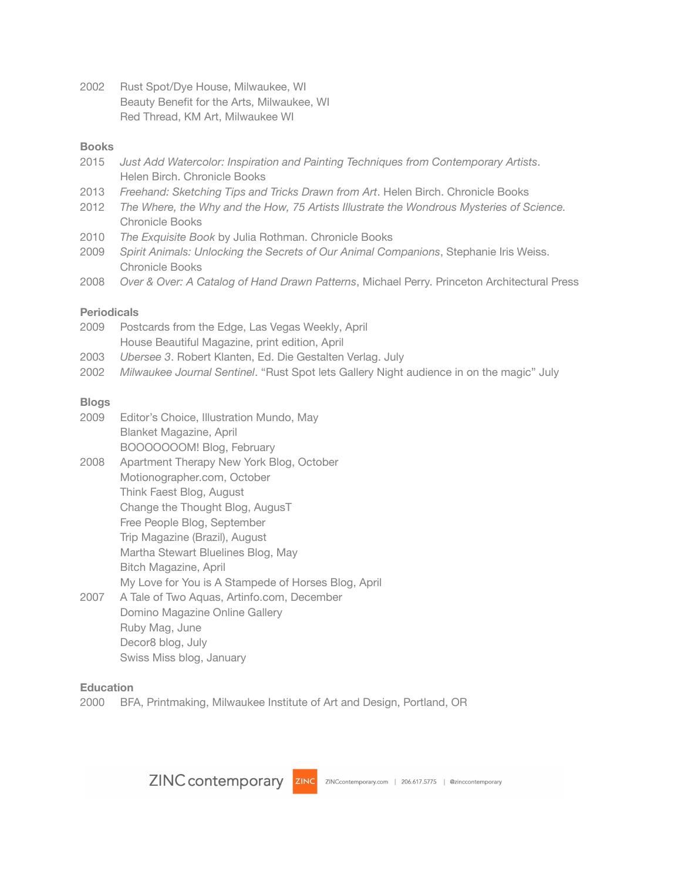2002 Rust Spot/Dye House, Milwaukee, WI
Beauty Benefit for the Arts, Milwaukee, WI
Red Thread, KM Art, Milwaukee WI

**Books**

2015 *Just Add Watercolor: Inspiration and Painting Techniques from Contemporary Artists*. Helen Birch. Chronicle Books
2013 *Freehand: Sketching Tips and Tricks Drawn from Art*. Helen Birch. Chronicle Books
2012 *The Where, the Why and the How, 75 Artists Illustrate the Wondrous Mysteries of Science.* Chronicle Books
2010 *The Exquisite Book* by Julia Rothman. Chronicle Books
2009 *Spirit Animals: Unlocking the Secrets of Our Animal Companions*, Stephanie Iris Weiss. Chronicle Books
2008 *Over & Over: A Catalog of Hand Drawn Patterns*, Michael Perry. Princeton Architectural Press

**Periodicals**

2009 Postcards from the Edge, Las Vegas Weekly, April
House Beautiful Magazine, print edition, April
2003 *Ubersee 3*. Robert Klanten, Ed. Die Gestalten Verlag. July
2002 *Milwaukee Journal Sentinel*. "Rust Spot lets Gallery Night audience in on the magic" July

**Blogs**

2009 Editor's Choice, Illustration Mundo, May
Blanket Magazine, April
BOOOOOOOM! Blog, February
2008 Apartment Therapy New York Blog, October
Motionographer.com, October
Think Faest Blog, August
Change the Thought Blog, AugusT
Free People Blog, September
Trip Magazine (Brazil), August
Martha Stewart Bluelines Blog, May
Bitch Magazine, April
My Love for You is A Stampede of Horses Blog, April
2007 A Tale of Two Aquas, Artinfo.com, December
Domino Magazine Online Gallery
Ruby Mag, June
Decor8 blog, July
Swiss Miss blog, January

**Education**

2000 BFA, Printmaking, Milwaukee Institute of Art and Design, Portland, OR